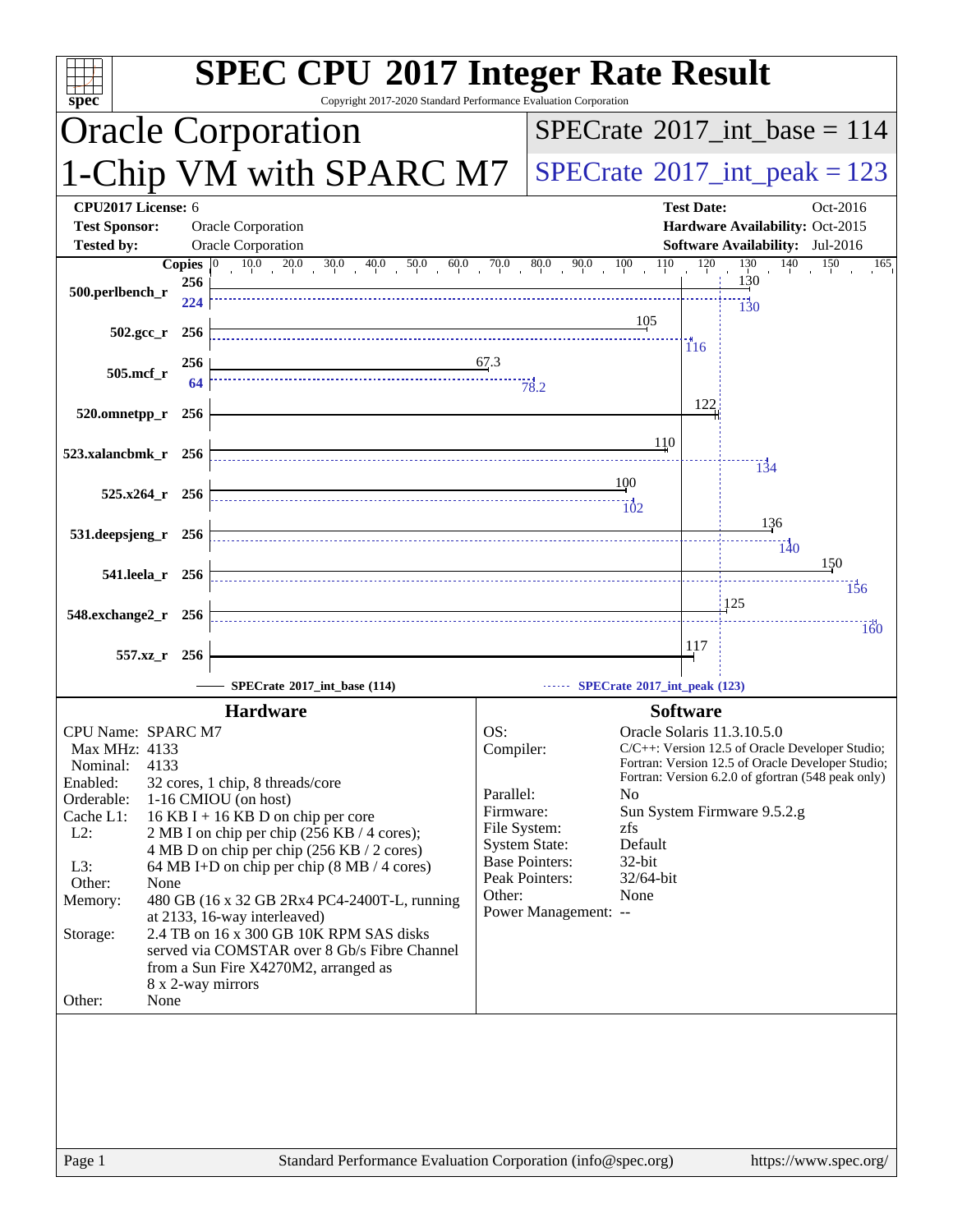# SPEC CPU 2017 Integer Rate Result

Copyright 2017-2020 Standard Performance Evaluation Corporation

## Oracle Corporation

## 1-Chip VM with SPARC M7

SPECrate 2017_int_base = 114

SPECrate 2017_int_peak = 123

| | | | |
|---|---|---|---|
| **CPU2017 License:** 6 | | **Test Date:** | Oct-2016 |
| **Test Sponsor:** | Oracle Corporation | **Hardware Availability:** | Oct-2015 |
| **Tested by:** | Oracle Corporation | **Software Availability:** | Jul-2016 |

Copies 0 10.0 20.0 30.0 40.0 50.0 60.0 70.0 80.0 90.0 100 110 120 130 140 150 165

500.perlbench_r 256 130
224 130

502.gcc_r 256 105 116

505.mcf_r 256 67.3
64 78.2

520.omnetpp_r 256 122

523.xalancbmk_r 256 110 134

525.x264_r 256 100 102

531.deepsjeng_r 256 136 140

541.leela_r 256 150 156

548.exchange2_r 256 125 160

557.xz_r 256 117

SPECrate 2017_int_base (114)

SPECrate 2017_int_peak (123)

## Hardware

| | |
|---|---|
| CPU Name: | SPARC M7 |
| Max MHz: | 4133 |
| Nominal: | 4133 |
| Enabled: | 32 cores, 1 chip, 8 threads/core |
| Orderable: | 1-16 CMIOU (on host) |
| Cache L1: | 16 KB I + 16 KB D on chip per core |
| L2: | 2 MB I on chip per chip (256 KB / 4 cores); 4 MB D on chip per chip (256 KB / 2 cores) |
| L3: | 64 MB I+D on chip per chip (8 MB / 4 cores) |
| Other: | None |
| Memory: | 480 GB (16 x 32 GB 2Rx4 PC4-2400T-L, running at 2133, 16-way interleaved) |
| Storage: | 2.4 TB on 16 x 300 GB 10K RPM SAS disks served via COMSTAR over 8 Gb/s Fibre Channel from a Sun Fire X4270M2, arranged as 8 x 2-way mirrors |
| Other: | None |

## Software

| | |
|---|---|
| OS: | Oracle Solaris 11.3.10.5.0 |
| Compiler: | C/C++: Version 12.5 of Oracle Developer Studio; Fortran: Version 12.5 of Oracle Developer Studio; Fortran: Version 6.2.0 of gfortran (548 peak only) |
| Parallel: | No |
| Firmware: | Sun System Firmware 9.5.2.g |
| File System: | zfs |
| System State: | Default |
| Base Pointers: | 32-bit |
| Peak Pointers: | 32/64-bit |
| Other: | None |
| Power Management: | -- |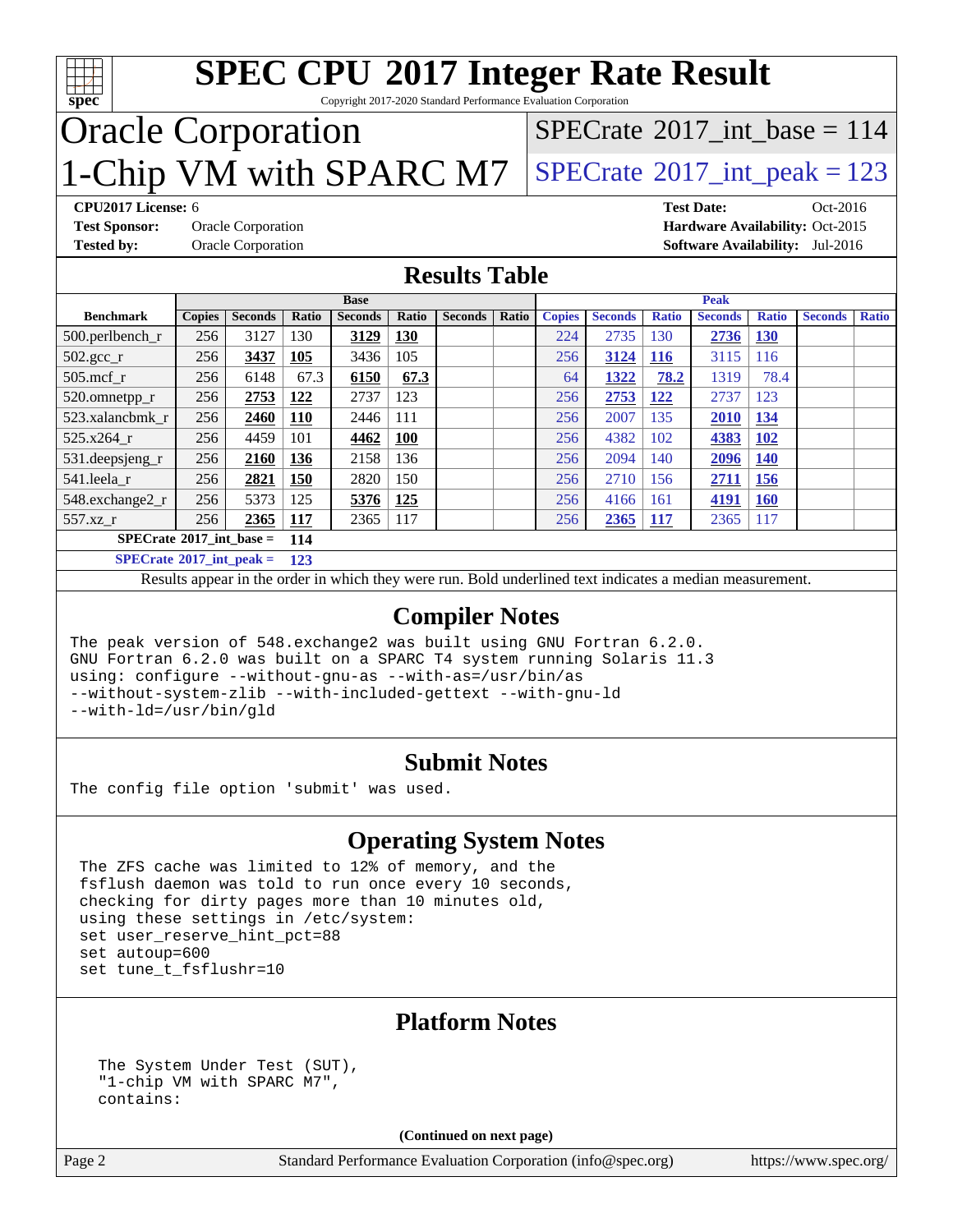# SPEC CPU 2017 Integer Rate Result

Copyright 2017-2020 Standard Performance Evaluation Corporation

# Oracle Corporation

# 1-Chip VM with SPARC M7

SPECrate 2017_int_base = 114

SPECrate 2017_int_peak = 123

**CPU2017 License:** 6
**Test Sponsor:** Oracle Corporation
**Tested by:** Oracle Corporation

**Test Date:** Oct-2016
**Hardware Availability:** Oct-2015
**Software Availability:** Jul-2016

## Results Table

| | Base | | | | | | | | Peak | | | | | | | |
|---|---|---|---|---|---|---|---|---|---|---|---|---|---|---|---|---|
| Benchmark | Copies | Seconds | Ratio | Seconds | Ratio | Seconds | Ratio | Copies | Seconds | Ratio | Seconds | Ratio | Seconds | Ratio |
| 500.perlbench_r | 256 | 3127 | 130 | **3129** | **130** | | | 224 | 2735 | 130 | **2736** | **130** | | |
| 502.gcc_r | 256 | **3437** | **105** | 3436 | 105 | | | 256 | **3124** | **116** | 3115 | 116 | | |
| 505.mcf_r | 256 | 6148 | 67.3 | **6150** | **67.3** | | | 64 | **1322** | **78.2** | 1319 | 78.4 | | |
| 520.omnetpp_r | 256 | **2753** | **122** | 2737 | 123 | | | 256 | **2753** | **122** | 2737 | 123 | | |
| 523.xalancbmk_r | 256 | **2460** | **110** | 2446 | 111 | | | 256 | 2007 | 135 | **2010** | **134** | | |
| 525.x264_r | 256 | 4459 | 101 | **4462** | **100** | | | 256 | 4382 | 102 | **4383** | **102** | | |
| 531.deepsjeng_r | 256 | **2160** | **136** | 2158 | 136 | | | 256 | 2094 | 140 | **2096** | **140** | | |
| 541.leela_r | 256 | **2821** | **150** | 2820 | 150 | | | 256 | 2710 | 156 | **2711** | **156** | | |
| 548.exchange2_r | 256 | 5373 | 125 | **5376** | **125** | | | 256 | 4166 | 161 | **4191** | **160** | | |
| 557.xz_r | 256 | **2365** | **117** | 2365 | 117 | | | 256 | **2365** | **117** | 2365 | 117 | | |

**SPECrate 2017_int_base = 114**

**SPECrate 2017_int_peak = 123**

Results appear in the order in which they were run. Bold underlined text indicates a median measurement.

## Compiler Notes

```
The peak version of 548.exchange2 was built using GNU Fortran 6.2.0.
GNU Fortran 6.2.0 was built on a SPARC T4 system running Solaris 11.3
using: configure --without-gnu-as --with-as=/usr/bin/as
--without-system-zlib --with-included-gettext --with-gnu-ld
--with-ld=/usr/bin/gld
```

## Submit Notes

```
The config file option 'submit' was used.
```

## Operating System Notes

```
The ZFS cache was limited to 12% of memory, and the
fsflush daemon was told to run once every 10 seconds,
checking for dirty pages more than 10 minutes old,
using these settings in /etc/system:
set user_reserve_hint_pct=88
set autoup=600
set tune_t_fsflushr=10
```

## Platform Notes

```
The System Under Test (SUT),
"1-chip VM with SPARC M7",
contains:
```

(Continued on next page)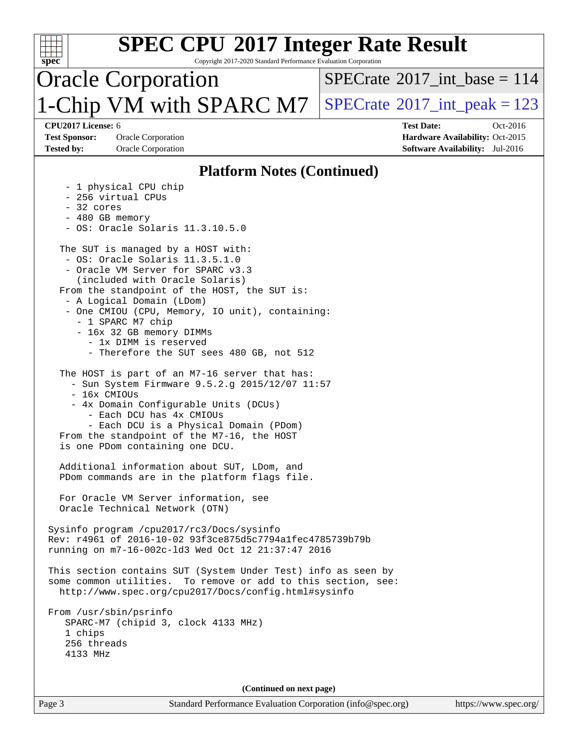# SPEC CPU 2017 Integer Rate Result

Copyright 2017-2020 Standard Performance Evaluation Corporation

## Oracle Corporation
## 1-Chip VM with SPARC M7

SPECrate 2017_int_base = 114

SPECrate 2017_int_peak = 123

**CPU2017 License:** 6
**Test Sponsor:** Oracle Corporation
**Tested by:** Oracle Corporation

**Test Date:** Oct-2016
**Hardware Availability:** Oct-2015
**Software Availability:** Jul-2016

### Platform Notes (Continued)

```
     - 1 physical CPU chip
     - 256 virtual CPUs
     - 32 cores
     - 480 GB memory
     - OS: Oracle Solaris 11.3.10.5.0

    The SUT is managed by a HOST with:
     - OS: Oracle Solaris 11.3.5.1.0
     - Oracle VM Server for SPARC v3.3
       (included with Oracle Solaris)
    From the standpoint of the HOST, the SUT is:
     - A Logical Domain (LDom)
     - One CMIOU (CPU, Memory, IO unit), containing:
       - 1 SPARC M7 chip
       - 16x 32 GB memory DIMMs
         - 1x DIMM is reserved
         - Therefore the SUT sees 480 GB, not 512

    The HOST is part of an M7-16 server that has:
       - Sun System Firmware 9.5.2.g 2015/12/07 11:57
       - 16x CMIOUs
       - 4x Domain Configurable Units (DCUs)
          - Each DCU has 4x CMIOUs
          - Each DCU is a Physical Domain (PDom)
    From the standpoint of the M7-16, the HOST
    is one PDom containing one DCU.

    Additional information about SUT, LDom, and
    PDom commands are in the platform flags file.

    For Oracle VM Server information, see
    Oracle Technical Network (OTN)

  Sysinfo program /cpu2017/rc3/Docs/sysinfo
  Rev: r4961 of 2016-10-02 93f3ce875d5c7794a1fec4785739b79b
  running on m7-16-002c-ld3 Wed Oct 12 21:37:47 2016

  This section contains SUT (System Under Test) info as seen by
  some common utilities.  To remove or add to this section, see:
    http://www.spec.org/cpu2017/Docs/config.html#sysinfo

  From /usr/sbin/psrinfo
     SPARC-M7 (chipid 3, clock 4133 MHz)
     1 chips
     256 threads
     4133 MHz
```

**(Continued on next page)**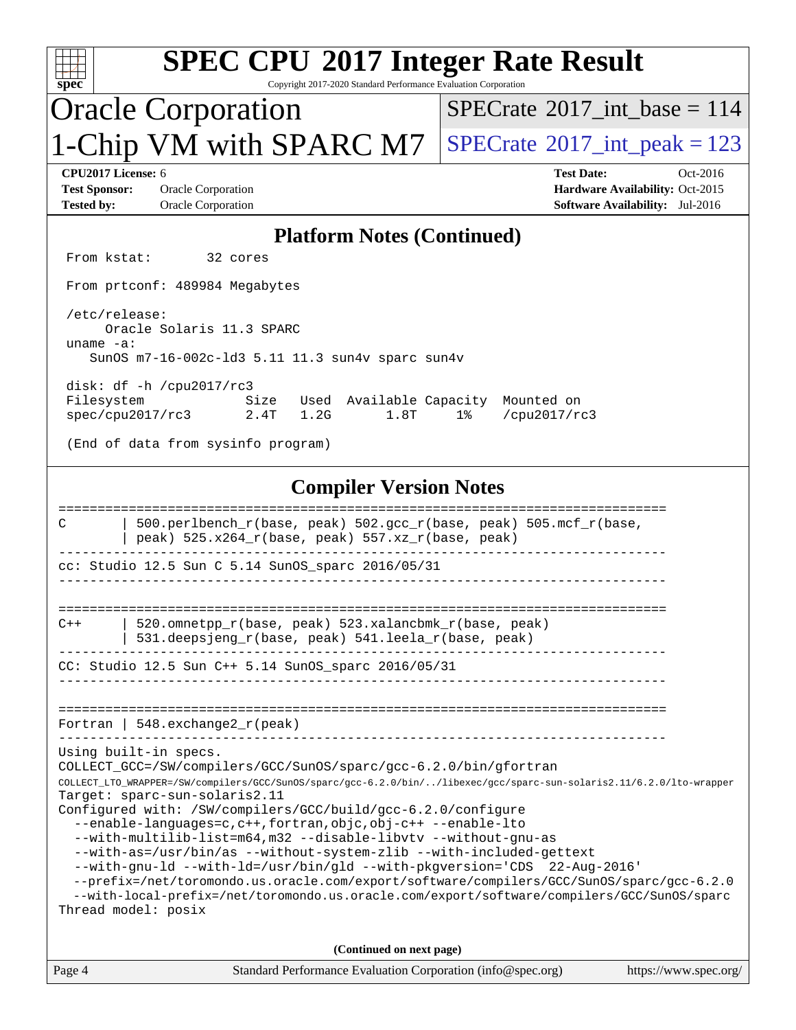## Platform Notes (Continued)

```
From kstat:        32 cores

From prtconf: 489984 Megabytes

/etc/release:
     Oracle Solaris 11.3 SPARC
uname -a:
   SunOS m7-16-002c-ld3 5.11 11.3 sun4v sparc sun4v

disk: df -h /cpu2017/rc3
Filesystem             Size   Used  Available Capacity  Mounted on
spec/cpu2017/rc3       2.4T   1.2G       1.8T     1%    /cpu2017/rc3

(End of data from sysinfo program)
```

## Compiler Version Notes

```
==============================================================================
C       | 500.perlbench_r(base, peak) 502.gcc_r(base, peak) 505.mcf_r(base,
        | peak) 525.x264_r(base, peak) 557.xz_r(base, peak)
------------------------------------------------------------------------------
cc: Studio 12.5 Sun C 5.14 SunOS_sparc 2016/05/31
------------------------------------------------------------------------------

==============================================================================
C++     | 520.omnetpp_r(base, peak) 523.xalancbmk_r(base, peak)
        | 531.deepsjeng_r(base, peak) 541.leela_r(base, peak)
------------------------------------------------------------------------------
CC: Studio 12.5 Sun C++ 5.14 SunOS_sparc 2016/05/31
------------------------------------------------------------------------------

==============================================================================
Fortran | 548.exchange2_r(peak)
------------------------------------------------------------------------------
Using built-in specs.
COLLECT_GCC=/SW/compilers/GCC/SunOS/sparc/gcc-6.2.0/bin/gfortran
COLLECT_LTO_WRAPPER=/SW/compilers/GCC/SunOS/sparc/gcc-6.2.0/bin/../libexec/gcc/sparc-sun-solaris2.11/6.2.0/lto-wrapper
Target: sparc-sun-solaris2.11
Configured with: /SW/compilers/GCC/build/gcc-6.2.0/configure
  --enable-languages=c,c++,fortran,objc,obj-c++ --enable-lto
  --with-multilib-list=m64,m32 --disable-libvtv --without-gnu-as
  --with-as=/usr/bin/as --without-system-zlib --with-included-gettext
  --with-gnu-ld --with-ld=/usr/bin/gld --with-pkgversion='CDS  22-Aug-2016'
  --prefix=/net/toromondo.us.oracle.com/export/software/compilers/GCC/SunOS/sparc/gcc-6.2.0
  --with-local-prefix=/net/toromondo.us.oracle.com/export/software/compilers/GCC/SunOS/sparc
Thread model: posix
```

**(Continued on next page)**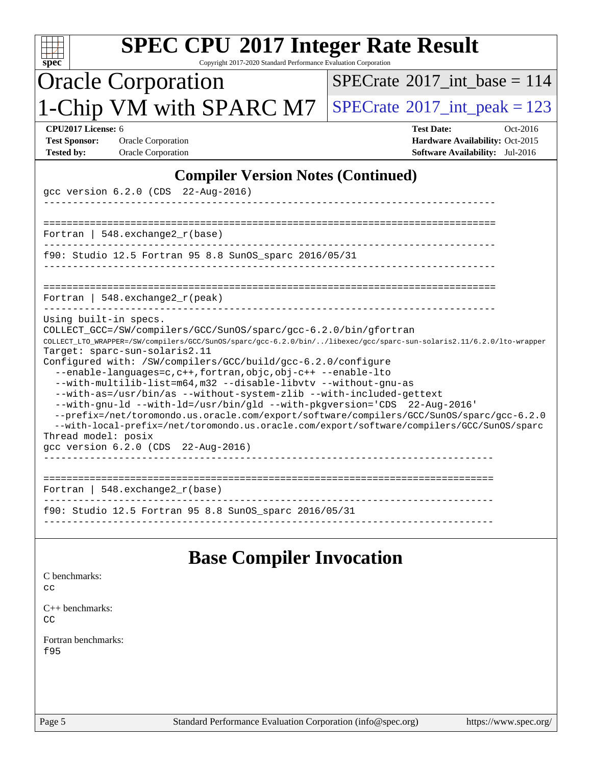## Compiler Version Notes (Continued)

```
gcc version 6.2.0 (CDS  22-Aug-2016)
------------------------------------------------------------------------------

==============================================================================
Fortran | 548.exchange2_r(base)
------------------------------------------------------------------------------
f90: Studio 12.5 Fortran 95 8.8 SunOS_sparc 2016/05/31
------------------------------------------------------------------------------

==============================================================================
Fortran | 548.exchange2_r(peak)
------------------------------------------------------------------------------
Using built-in specs.
COLLECT_GCC=/SW/compilers/GCC/SunOS/sparc/gcc-6.2.0/bin/gfortran
COLLECT_LTO_WRAPPER=/SW/compilers/GCC/SunOS/sparc/gcc-6.2.0/bin/../libexec/gcc/sparc-sun-solaris2.11/6.2.0/lto-wrapper
Target: sparc-sun-solaris2.11
Configured with: /SW/compilers/GCC/build/gcc-6.2.0/configure
  --enable-languages=c,c++,fortran,objc,obj-c++ --enable-lto
  --with-multilib-list=m64,m32 --disable-libvtv --without-gnu-as
  --with-as=/usr/bin/as --without-system-zlib --with-included-gettext
  --with-gnu-ld --with-ld=/usr/bin/gld --with-pkgversion='CDS  22-Aug-2016'
  --prefix=/net/toromondo.us.oracle.com/export/software/compilers/GCC/SunOS/sparc/gcc-6.2.0
  --with-local-prefix=/net/toromondo.us.oracle.com/export/software/compilers/GCC/SunOS/sparc
Thread model: posix
gcc version 6.2.0 (CDS  22-Aug-2016)
------------------------------------------------------------------------------

==============================================================================
Fortran | 548.exchange2_r(base)
------------------------------------------------------------------------------
f90: Studio 12.5 Fortran 95 8.8 SunOS_sparc 2016/05/31
------------------------------------------------------------------------------
```

## Base Compiler Invocation

C benchmarks:
cc

C++ benchmarks:
CC

Fortran benchmarks:
f95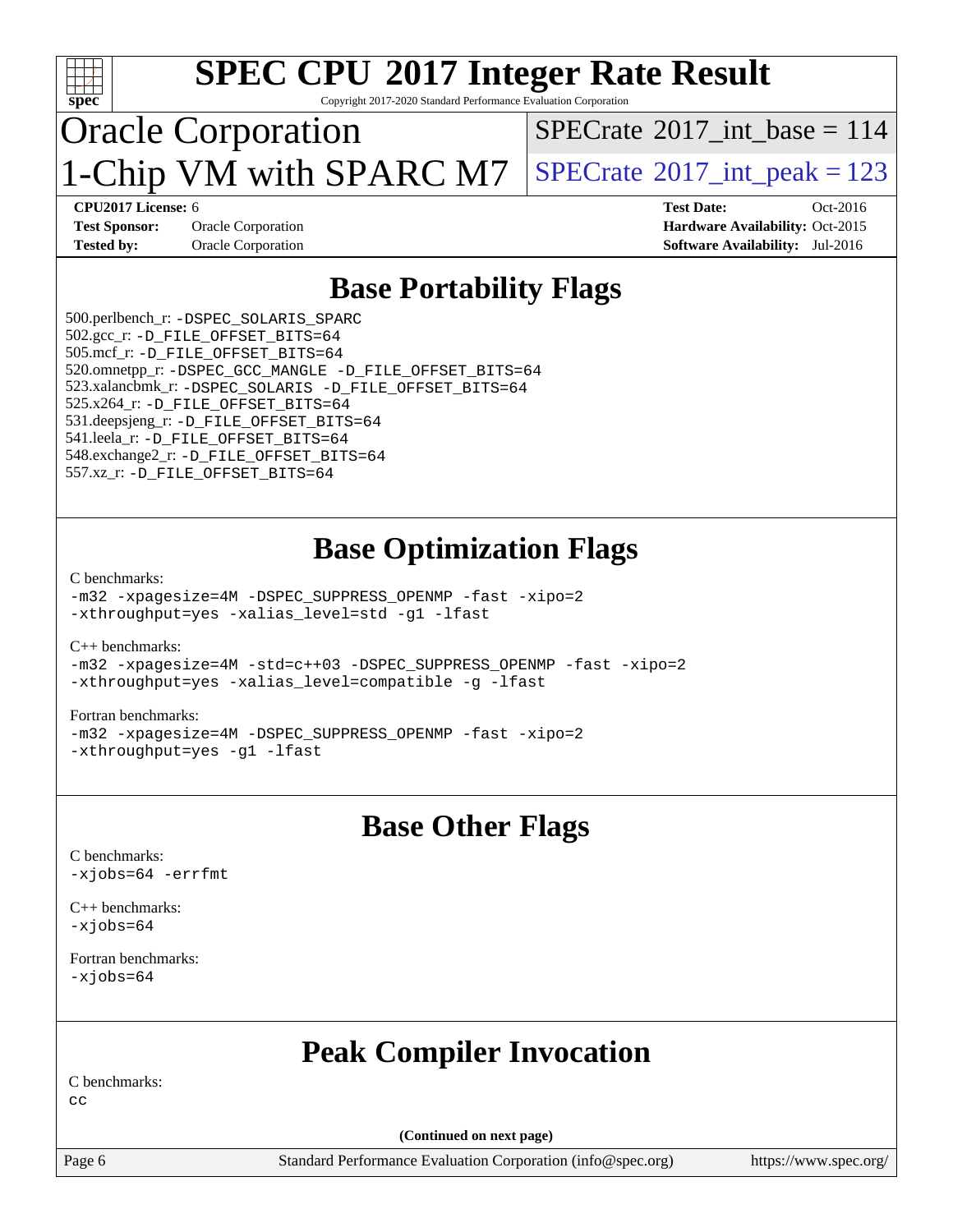# SPEC CPU 2017 Integer Rate Result

Copyright 2017-2020 Standard Performance Evaluation Corporation

## Oracle Corporation
## 1-Chip VM with SPARC M7

SPECrate 2017_int_base = 114

SPECrate 2017_int_peak = 123

**CPU2017 License:** 6
**Test Sponsor:** Oracle Corporation
**Tested by:** Oracle Corporation

**Test Date:** Oct-2016
**Hardware Availability:** Oct-2015
**Software Availability:** Jul-2016

## Base Portability Flags

500.perlbench_r: -DSPEC_SOLARIS_SPARC
502.gcc_r: -D_FILE_OFFSET_BITS=64
505.mcf_r: -D_FILE_OFFSET_BITS=64
520.omnetpp_r: -DSPEC_GCC_MANGLE -D_FILE_OFFSET_BITS=64
523.xalancbmk_r: -DSPEC_SOLARIS -D_FILE_OFFSET_BITS=64
525.x264_r: -D_FILE_OFFSET_BITS=64
531.deepsjeng_r: -D_FILE_OFFSET_BITS=64
541.leela_r: -D_FILE_OFFSET_BITS=64
548.exchange2_r: -D_FILE_OFFSET_BITS=64
557.xz_r: -D_FILE_OFFSET_BITS=64

## Base Optimization Flags

C benchmarks:
-m32 -xpagesize=4M -DSPEC_SUPPRESS_OPENMP -fast -xipo=2
-xthroughput=yes -xalias_level=std -g1 -lfast

C++ benchmarks:
-m32 -xpagesize=4M -std=c++03 -DSPEC_SUPPRESS_OPENMP -fast -xipo=2
-xthroughput=yes -xalias_level=compatible -g -lfast

Fortran benchmarks:
-m32 -xpagesize=4M -DSPEC_SUPPRESS_OPENMP -fast -xipo=2
-xthroughput=yes -g1 -lfast

## Base Other Flags

C benchmarks:
-xjobs=64 -errfmt

C++ benchmarks:
-xjobs=64

Fortran benchmarks:
-xjobs=64

## Peak Compiler Invocation

C benchmarks:
cc

**(Continued on next page)**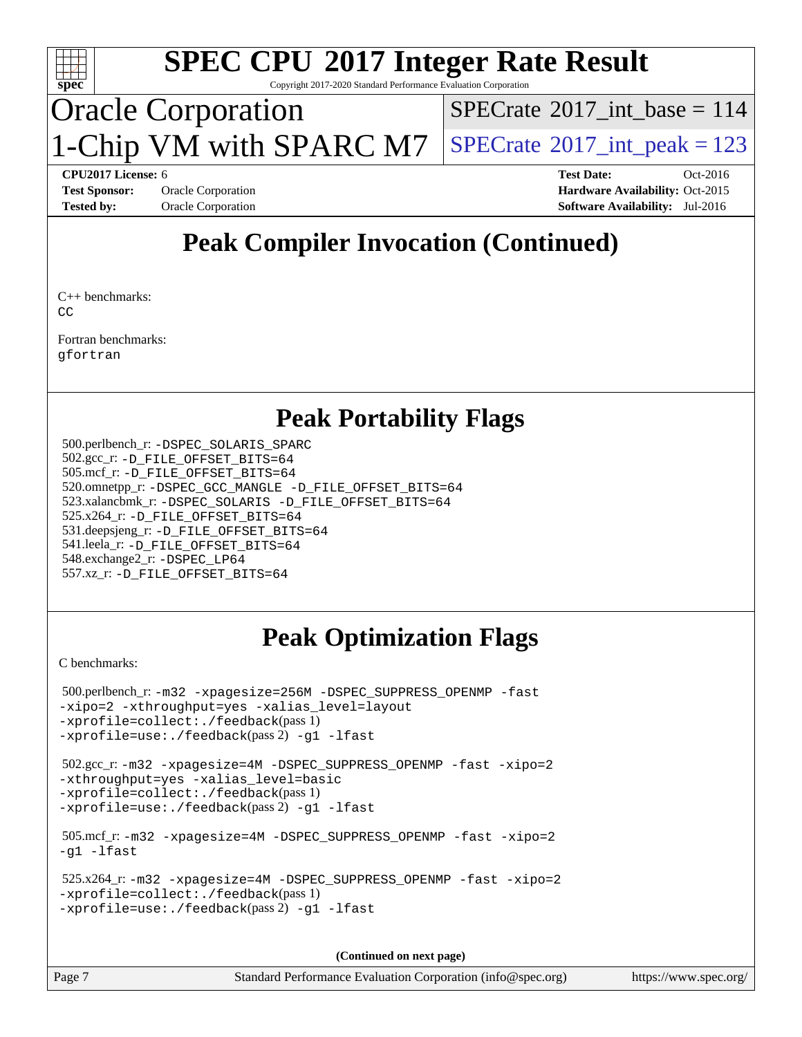# Peak Compiler Invocation (Continued)

C++ benchmarks:
CC

Fortran benchmarks:
gfortran

# Peak Portability Flags

500.perlbench_r: -DSPEC_SOLARIS_SPARC
502.gcc_r: -D_FILE_OFFSET_BITS=64
505.mcf_r: -D_FILE_OFFSET_BITS=64
520.omnetpp_r: -DSPEC_GCC_MANGLE -D_FILE_OFFSET_BITS=64
523.xalancbmk_r: -DSPEC_SOLARIS -D_FILE_OFFSET_BITS=64
525.x264_r: -D_FILE_OFFSET_BITS=64
531.deepsjeng_r: -D_FILE_OFFSET_BITS=64
541.leela_r: -D_FILE_OFFSET_BITS=64
548.exchange2_r: -DSPEC_LP64
557.xz_r: -D_FILE_OFFSET_BITS=64

# Peak Optimization Flags

C benchmarks:

500.perlbench_r: -m32 -xpagesize=256M -DSPEC_SUPPRESS_OPENMP -fast -xipo=2 -xthroughput=yes -xalias_level=layout -xprofile=collect:./feedback(pass 1) -xprofile=use:./feedback(pass 2) -g1 -lfast

502.gcc_r: -m32 -xpagesize=4M -DSPEC_SUPPRESS_OPENMP -fast -xipo=2 -xthroughput=yes -xalias_level=basic -xprofile=collect:./feedback(pass 1) -xprofile=use:./feedback(pass 2) -g1 -lfast

505.mcf_r: -m32 -xpagesize=4M -DSPEC_SUPPRESS_OPENMP -fast -xipo=2 -g1 -lfast

525.x264_r: -m32 -xpagesize=4M -DSPEC_SUPPRESS_OPENMP -fast -xipo=2 -xprofile=collect:./feedback(pass 1) -xprofile=use:./feedback(pass 2) -g1 -lfast

**(Continued on next page)**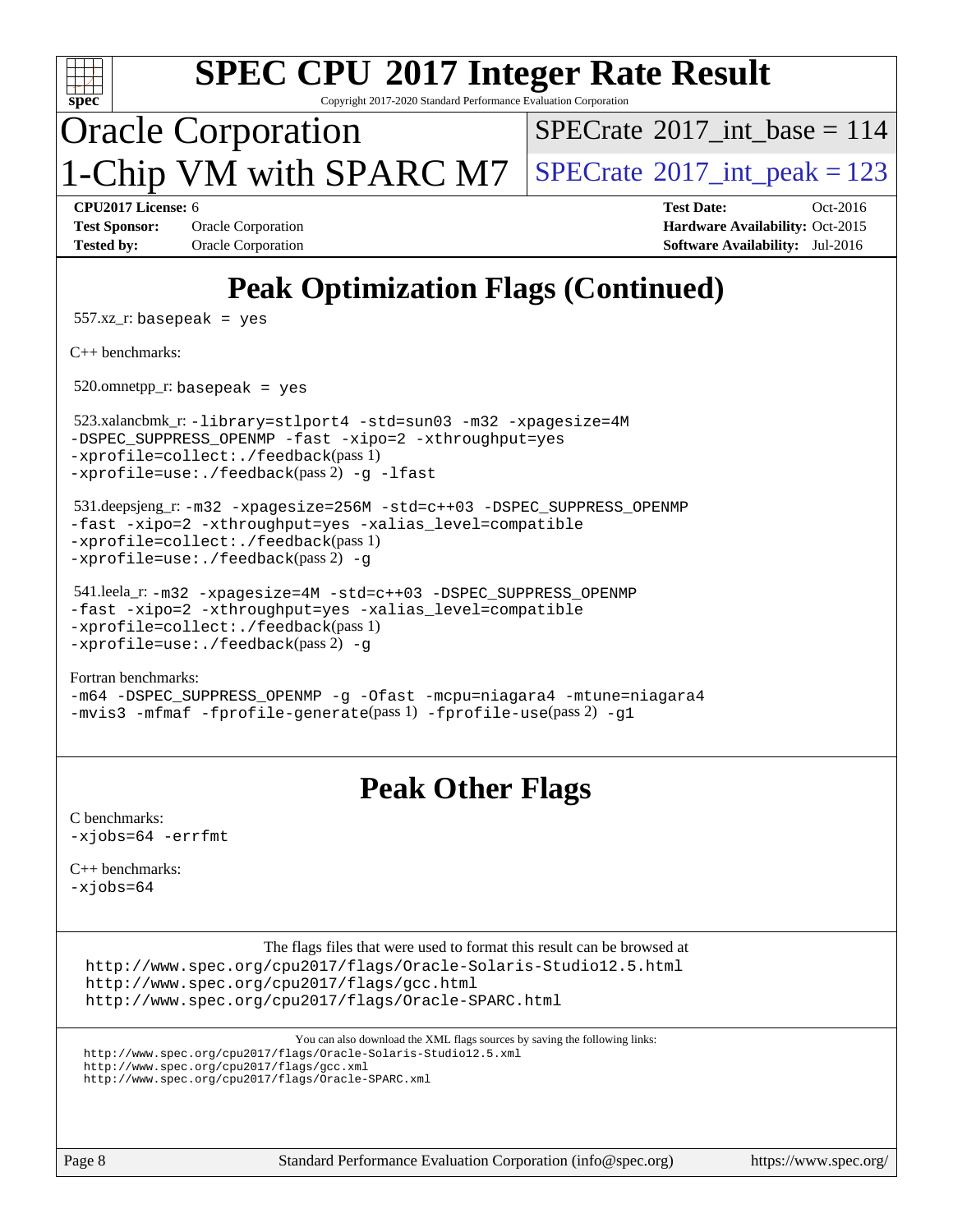# SPEC CPU 2017 Integer Rate Result

Copyright 2017-2020 Standard Performance Evaluation Corporation

## Oracle Corporation
## 1-Chip VM with SPARC M7

SPECrate 2017_int_base = 114

SPECrate 2017_int_peak = 123

**CPU2017 License:** 6
**Test Sponsor:** Oracle Corporation
**Tested by:** Oracle Corporation

**Test Date:** Oct-2016
**Hardware Availability:** Oct-2015
**Software Availability:** Jul-2016

## Peak Optimization Flags (Continued)

557.xz_r: basepeak = yes

C++ benchmarks:

520.omnetpp_r: basepeak = yes

523.xalancbmk_r: -library=stlport4 -std=sun03 -m32 -xpagesize=4M -DSPEC_SUPPRESS_OPENMP -fast -xipo=2 -xthroughput=yes -xprofile=collect:./feedback(pass 1) -xprofile=use:./feedback(pass 2) -g -lfast

531.deepsjeng_r: -m32 -xpagesize=256M -std=c++03 -DSPEC_SUPPRESS_OPENMP -fast -xipo=2 -xthroughput=yes -xalias_level=compatible -xprofile=collect:./feedback(pass 1) -xprofile=use:./feedback(pass 2) -g

541.leela_r: -m32 -xpagesize=4M -std=c++03 -DSPEC_SUPPRESS_OPENMP -fast -xipo=2 -xthroughput=yes -xalias_level=compatible -xprofile=collect:./feedback(pass 1) -xprofile=use:./feedback(pass 2) -g

Fortran benchmarks:
-m64 -DSPEC_SUPPRESS_OPENMP -g -Ofast -mcpu=niagara4 -mtune=niagara4 -mvis3 -mfmaf -fprofile-generate(pass 1) -fprofile-use(pass 2) -g1

## Peak Other Flags

C benchmarks:
-xjobs=64 -errfmt

C++ benchmarks:
-xjobs=64

The flags files that were used to format this result can be browsed at
http://www.spec.org/cpu2017/flags/Oracle-Solaris-Studio12.5.html
http://www.spec.org/cpu2017/flags/gcc.html
http://www.spec.org/cpu2017/flags/Oracle-SPARC.html

You can also download the XML flags sources by saving the following links:
http://www.spec.org/cpu2017/flags/Oracle-Solaris-Studio12.5.xml
http://www.spec.org/cpu2017/flags/gcc.xml
http://www.spec.org/cpu2017/flags/Oracle-SPARC.xml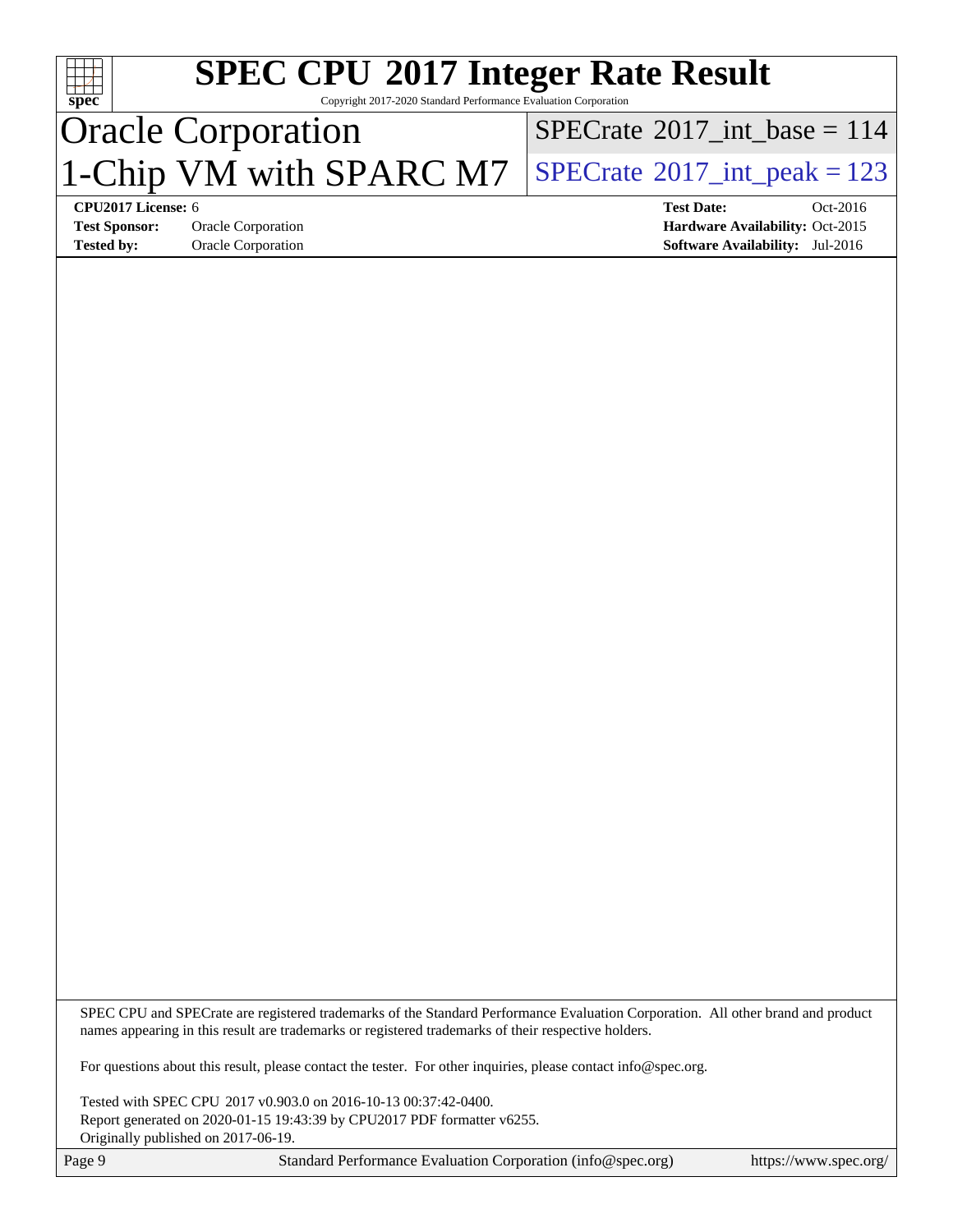SPEC CPU and SPECrate are registered trademarks of the Standard Performance Evaluation Corporation. All other brand and product names appearing in this result are trademarks or registered trademarks of their respective holders.

For questions about this result, please contact the tester. For other inquiries, please contact info@spec.org.

Tested with SPEC CPU 2017 v0.903.0 on 2016-10-13 00:37:42-0400.
Report generated on 2020-01-15 19:43:39 by CPU2017 PDF formatter v6255.
Originally published on 2017-06-19.